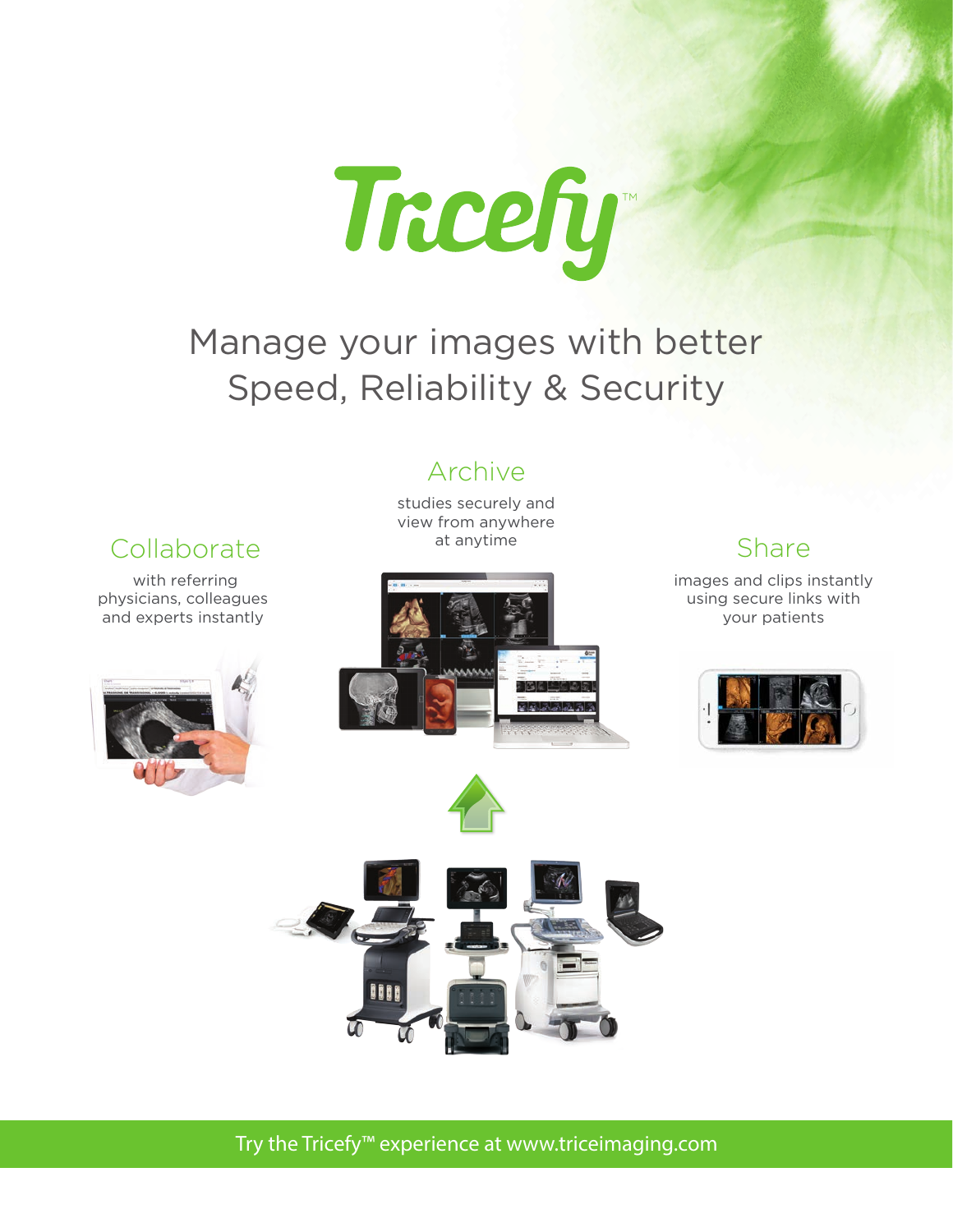# Tricefy™

## Manage your images with better Speed, Reliability & Security

### Archive

studies securely and view from anywhere at anytime

### Collaborate

with referring physicians, colleagues and experts instantly

### Share

images and clips instantly using secure links with your patients

Try the Tricefy™ experience at www.triceimaging.com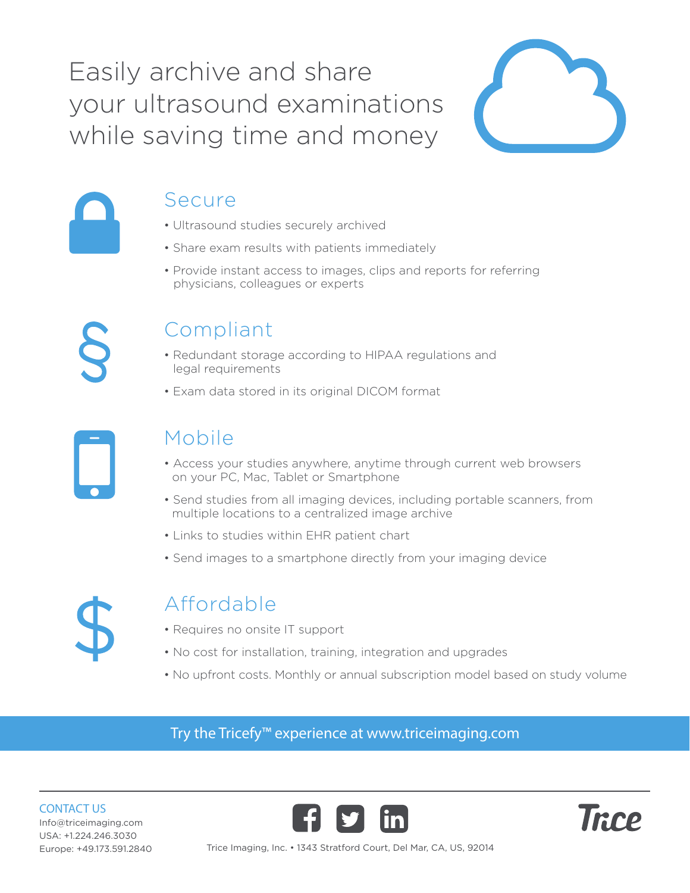# Easily archive and share your ultrasound examinations while saving time and money

## Secure

- Ultrasound studies securely archived
- Share exam results with patients immediately
- Provide instant access to images, clips and reports for referring physicians, colleagues or experts

## Compliant

- Redundant storage according to HIPAA regulations and legal requirements
- Exam data stored in its original DICOM format

## Mobile

- Access your studies anywhere, anytime through current web browsers on your PC, Mac, Tablet or Smartphone
- Send studies from all imaging devices, including portable scanners, from multiple locations to a centralized image archive
- Links to studies within EHR patient chart
- Send images to a smartphone directly from your imaging device

## Affordable

- Requires no onsite IT support
- No cost for installation, training, integration and upgrades
- No upfront costs. Monthly or annual subscription model based on study volume

Try the Tricefy™ experience at www.triceimaging.com

CONTACT US
Info@triceimaging.com
USA: +1.224.246.3030
Europe: +49.173.591.2840

Trice Imaging, Inc. • 1343 Stratford Court, Del Mar, CA, US, 92014

Trice